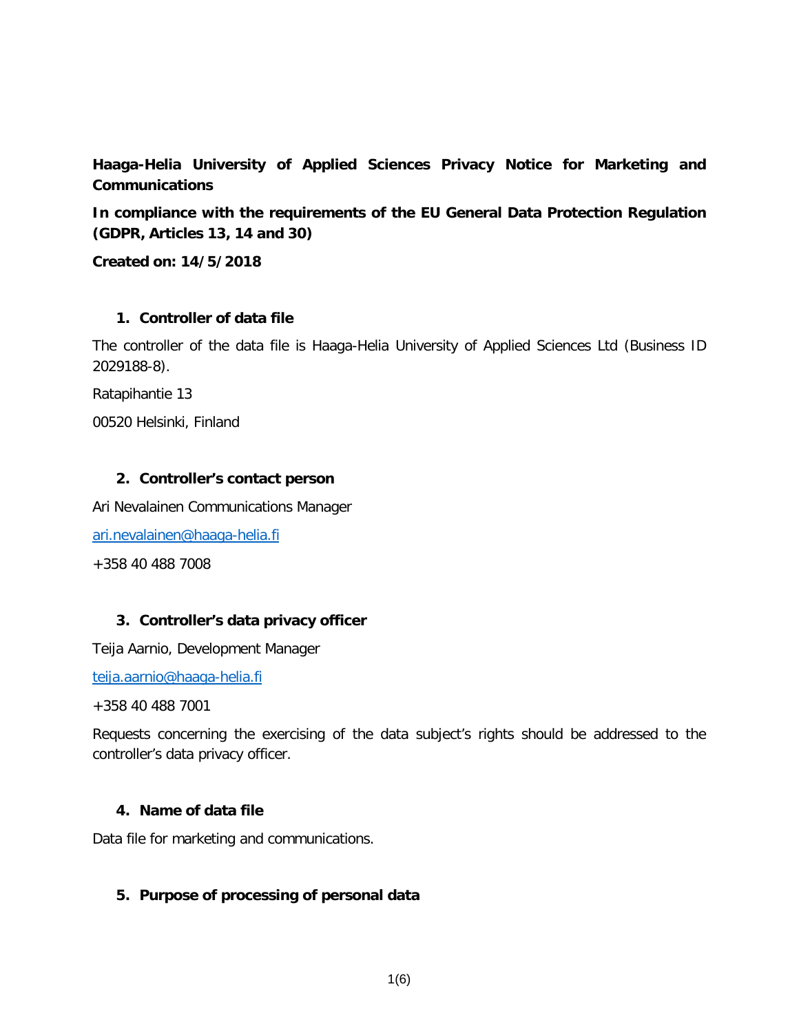**Haaga-Helia University of Applied Sciences Privacy Notice for Marketing and Communications**

**In compliance with the requirements of the EU General Data Protection Regulation (GDPR, Articles 13, 14 and 30)**

**Created on: 14/5/2018**

## 1. Controller of data file

The controller of the data file is Haaga-Helia University of Applied Sciences Ltd (Business ID 2029188-8).

Ratapihantie 13

00520 Helsinki, Finland

## 2. Controller's contact person

Ari Nevalainen Communications Manager

ari.nevalainen@haaga-helia.fi

+358 40 488 7008

## 3. Controller's data privacy officer

Teija Aarnio, Development Manager

teija.aarnio@haaga-helia.fi

+358 40 488 7001

Requests concerning the exercising of the data subject's rights should be addressed to the controller's data privacy officer.

## 4. Name of data file

Data file for marketing and communications.

## 5. Purpose of processing of personal data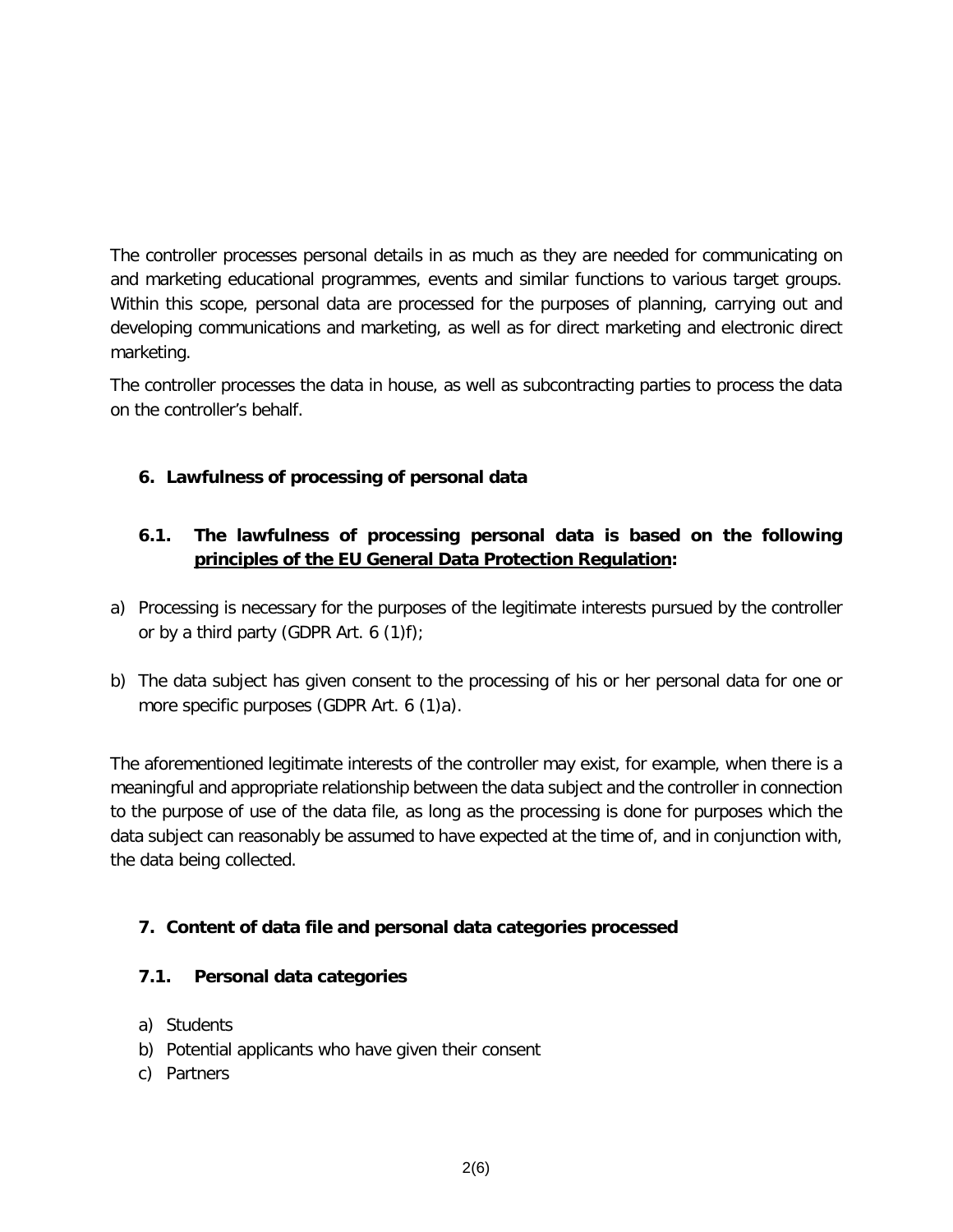The controller processes personal details in as much as they are needed for communicating on and marketing educational programmes, events and similar functions to various target groups. Within this scope, personal data are processed for the purposes of planning, carrying out and developing communications and marketing, as well as for direct marketing and electronic direct marketing.

The controller processes the data in house, as well as subcontracting parties to process the data on the controller's behalf.

## 6. Lawfulness of processing of personal data

### 6.1. The lawfulness of processing personal data is based on the following <u>principles of the EU General Data Protection Regulation</u>:

a) Processing is necessary for the purposes of the legitimate interests pursued by the controller or by a third party (GDPR Art. 6 (1)f);

b) The data subject has given consent to the processing of his or her personal data for one or more specific purposes (GDPR Art. 6 (1)a).

The aforementioned legitimate interests of the controller may exist, for example, when there is a meaningful and appropriate relationship between the data subject and the controller in connection to the purpose of use of the data file, as long as the processing is done for purposes which the data subject can reasonably be assumed to have expected at the time of, and in conjunction with, the data being collected.

## 7. Content of data file and personal data categories processed

### 7.1. Personal data categories

a) Students
b) Potential applicants who have given their consent
c) Partners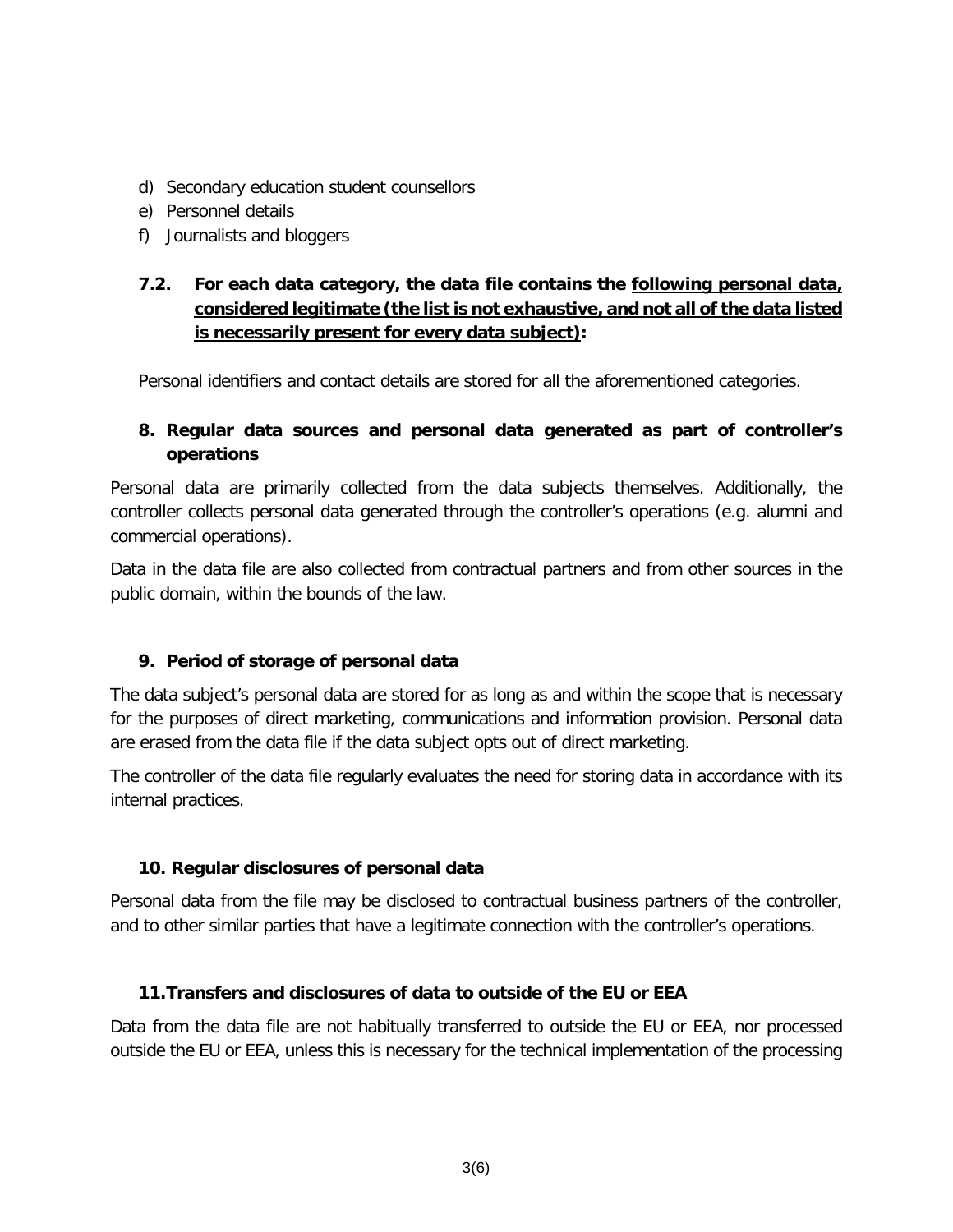d) Secondary education student counsellors
e) Personnel details
f) Journalists and bloggers

### 7.2. For each data category, the data file contains the <u>following personal data, considered legitimate (the list is not exhaustive, and not all of the data listed is necessarily present for every data subject)</u>:

Personal identifiers and contact details are stored for all the aforementioned categories.

## 8. Regular data sources and personal data generated as part of controller's operations

Personal data are primarily collected from the data subjects themselves. Additionally, the controller collects personal data generated through the controller's operations (e.g. alumni and commercial operations).

Data in the data file are also collected from contractual partners and from other sources in the public domain, within the bounds of the law.

## 9. Period of storage of personal data

The data subject's personal data are stored for as long as and within the scope that is necessary for the purposes of direct marketing, communications and information provision. Personal data are erased from the data file if the data subject opts out of direct marketing.

The controller of the data file regularly evaluates the need for storing data in accordance with its internal practices.

## 10. Regular disclosures of personal data

Personal data from the file may be disclosed to contractual business partners of the controller, and to other similar parties that have a legitimate connection with the controller's operations.

## 11. Transfers and disclosures of data to outside of the EU or EEA

Data from the data file are not habitually transferred to outside the EU or EEA, nor processed outside the EU or EEA, unless this is necessary for the technical implementation of the processing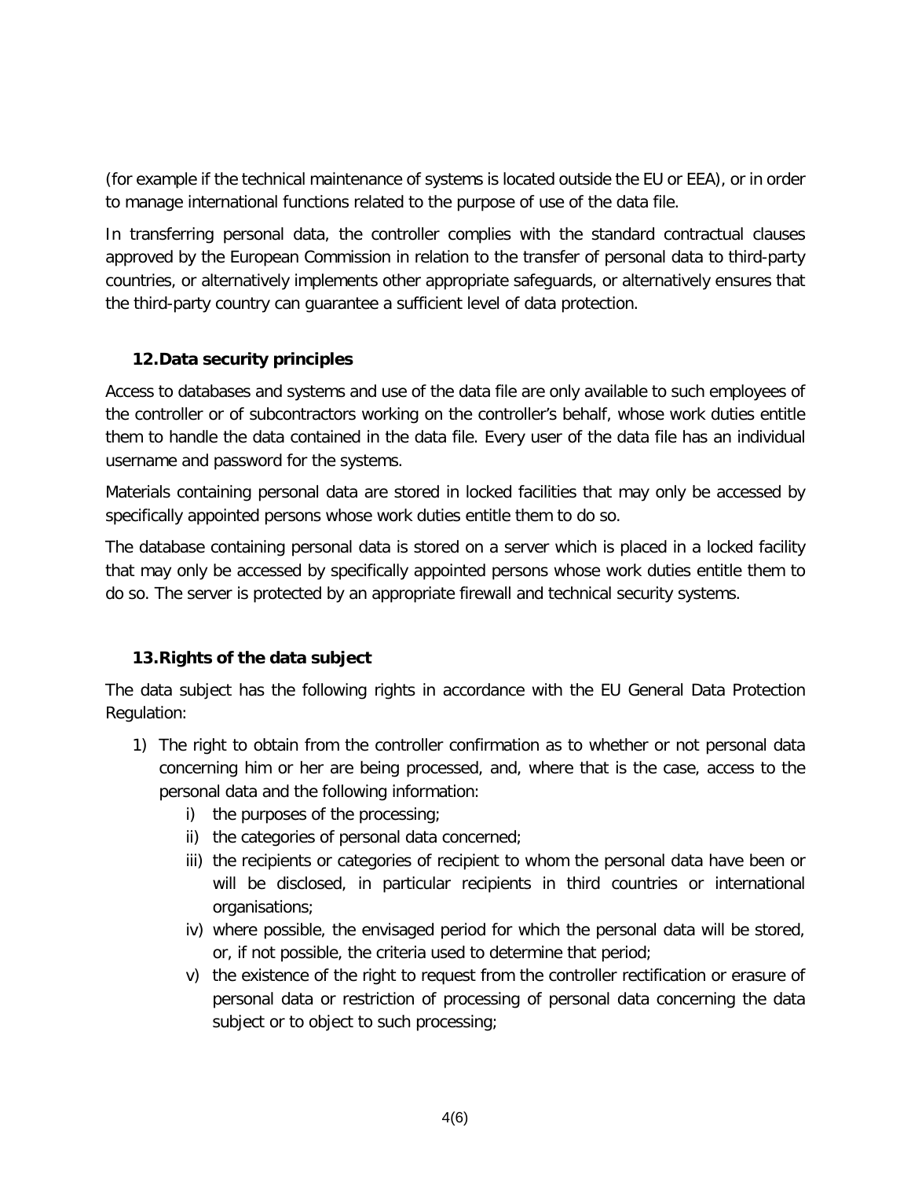(for example if the technical maintenance of systems is located outside the EU or EEA), or in order to manage international functions related to the purpose of use of the data file.

In transferring personal data, the controller complies with the standard contractual clauses approved by the European Commission in relation to the transfer of personal data to third-party countries, or alternatively implements other appropriate safeguards, or alternatively ensures that the third-party country can guarantee a sufficient level of data protection.

## 12. Data security principles

Access to databases and systems and use of the data file are only available to such employees of the controller or of subcontractors working on the controller's behalf, whose work duties entitle them to handle the data contained in the data file. Every user of the data file has an individual username and password for the systems.

Materials containing personal data are stored in locked facilities that may only be accessed by specifically appointed persons whose work duties entitle them to do so.

The database containing personal data is stored on a server which is placed in a locked facility that may only be accessed by specifically appointed persons whose work duties entitle them to do so. The server is protected by an appropriate firewall and technical security systems.

## 13. Rights of the data subject

The data subject has the following rights in accordance with the EU General Data Protection Regulation:

1) The right to obtain from the controller confirmation as to whether or not personal data concerning him or her are being processed, and, where that is the case, access to the personal data and the following information:
    i) the purposes of the processing;
    ii) the categories of personal data concerned;
    iii) the recipients or categories of recipient to whom the personal data have been or will be disclosed, in particular recipients in third countries or international organisations;
    iv) where possible, the envisaged period for which the personal data will be stored, or, if not possible, the criteria used to determine that period;
    v) the existence of the right to request from the controller rectification or erasure of personal data or restriction of processing of personal data concerning the data subject or to object to such processing;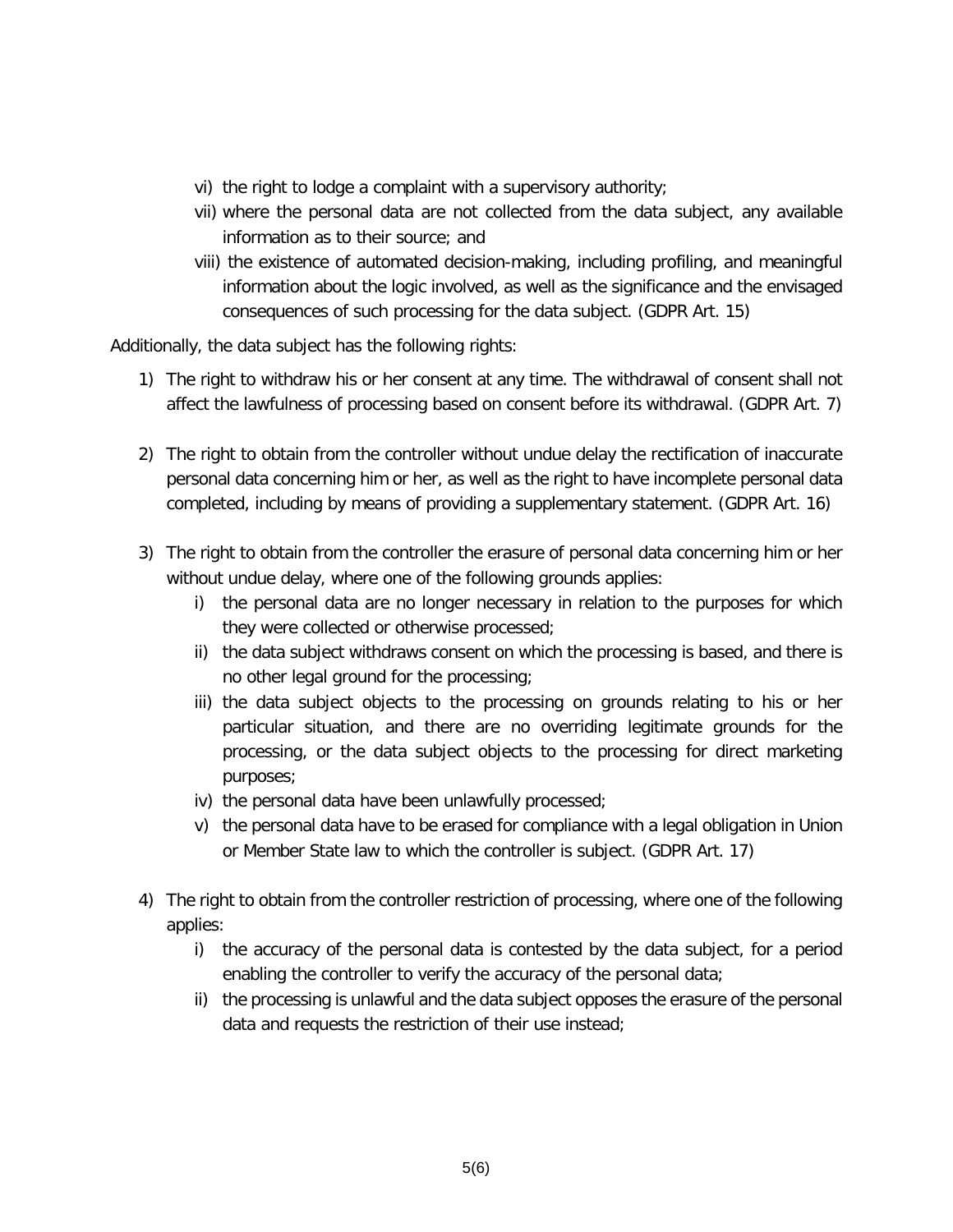vi) the right to lodge a complaint with a supervisory authority;
   vii) where the personal data are not collected from the data subject, any available information as to their source; and
   viii) the existence of automated decision-making, including profiling, and meaningful information about the logic involved, as well as the significance and the envisaged consequences of such processing for the data subject. (GDPR Art. 15)

Additionally, the data subject has the following rights:

1) The right to withdraw his or her consent at any time. The withdrawal of consent shall not affect the lawfulness of processing based on consent before its withdrawal. (GDPR Art. 7)

2) The right to obtain from the controller without undue delay the rectification of inaccurate personal data concerning him or her, as well as the right to have incomplete personal data completed, including by means of providing a supplementary statement. (GDPR Art. 16)

3) The right to obtain from the controller the erasure of personal data concerning him or her without undue delay, where one of the following grounds applies:
   i) the personal data are no longer necessary in relation to the purposes for which they were collected or otherwise processed;
   ii) the data subject withdraws consent on which the processing is based, and there is no other legal ground for the processing;
   iii) the data subject objects to the processing on grounds relating to his or her particular situation, and there are no overriding legitimate grounds for the processing, or the data subject objects to the processing for direct marketing purposes;
   iv) the personal data have been unlawfully processed;
   v) the personal data have to be erased for compliance with a legal obligation in Union or Member State law to which the controller is subject. (GDPR Art. 17)

4) The right to obtain from the controller restriction of processing, where one of the following applies:
   i) the accuracy of the personal data is contested by the data subject, for a period enabling the controller to verify the accuracy of the personal data;
   ii) the processing is unlawful and the data subject opposes the erasure of the personal data and requests the restriction of their use instead;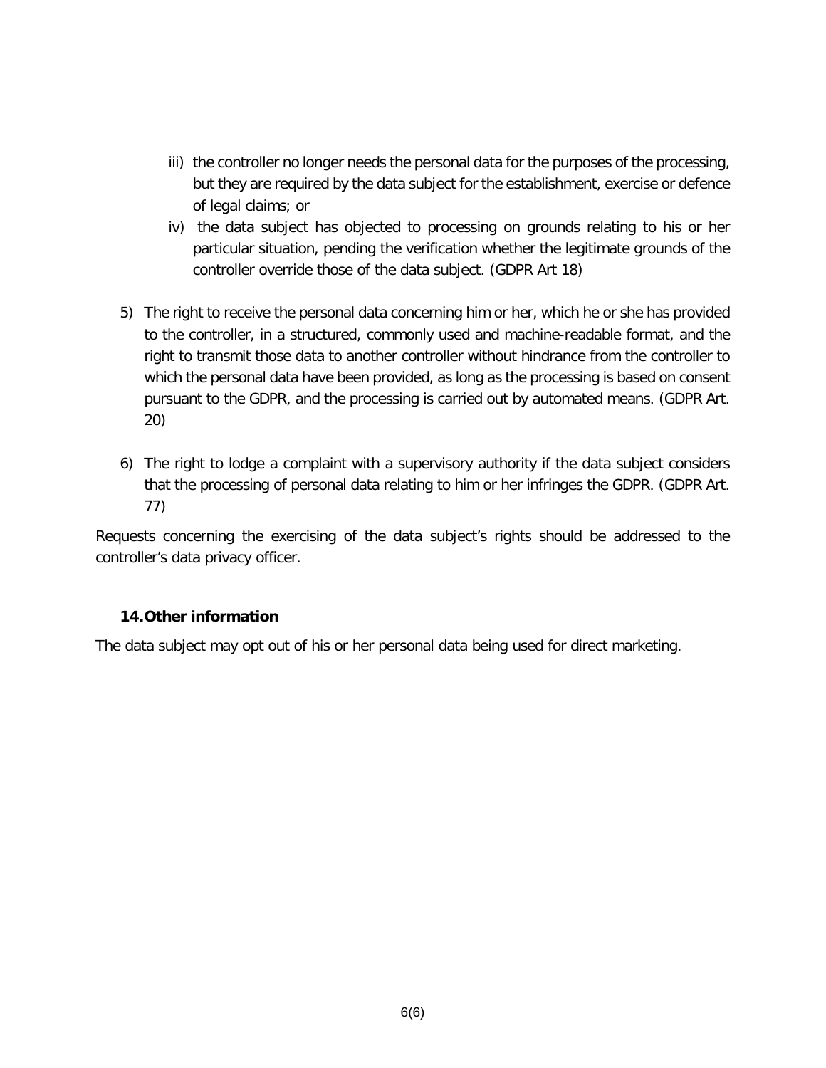iii) the controller no longer needs the personal data for the purposes of the processing, but they are required by the data subject for the establishment, exercise or defence of legal claims; or
   iv) the data subject has objected to processing on grounds relating to his or her particular situation, pending the verification whether the legitimate grounds of the controller override those of the data subject. (GDPR Art 18)

5) The right to receive the personal data concerning him or her, which he or she has provided to the controller, in a structured, commonly used and machine-readable format, and the right to transmit those data to another controller without hindrance from the controller to which the personal data have been provided, as long as the processing is based on consent pursuant to the GDPR, and the processing is carried out by automated means. (GDPR Art. 20)

6) The right to lodge a complaint with a supervisory authority if the data subject considers that the processing of personal data relating to him or her infringes the GDPR. (GDPR Art. 77)

Requests concerning the exercising of the data subject's rights should be addressed to the controller's data privacy officer.

## 14. Other information

The data subject may opt out of his or her personal data being used for direct marketing.